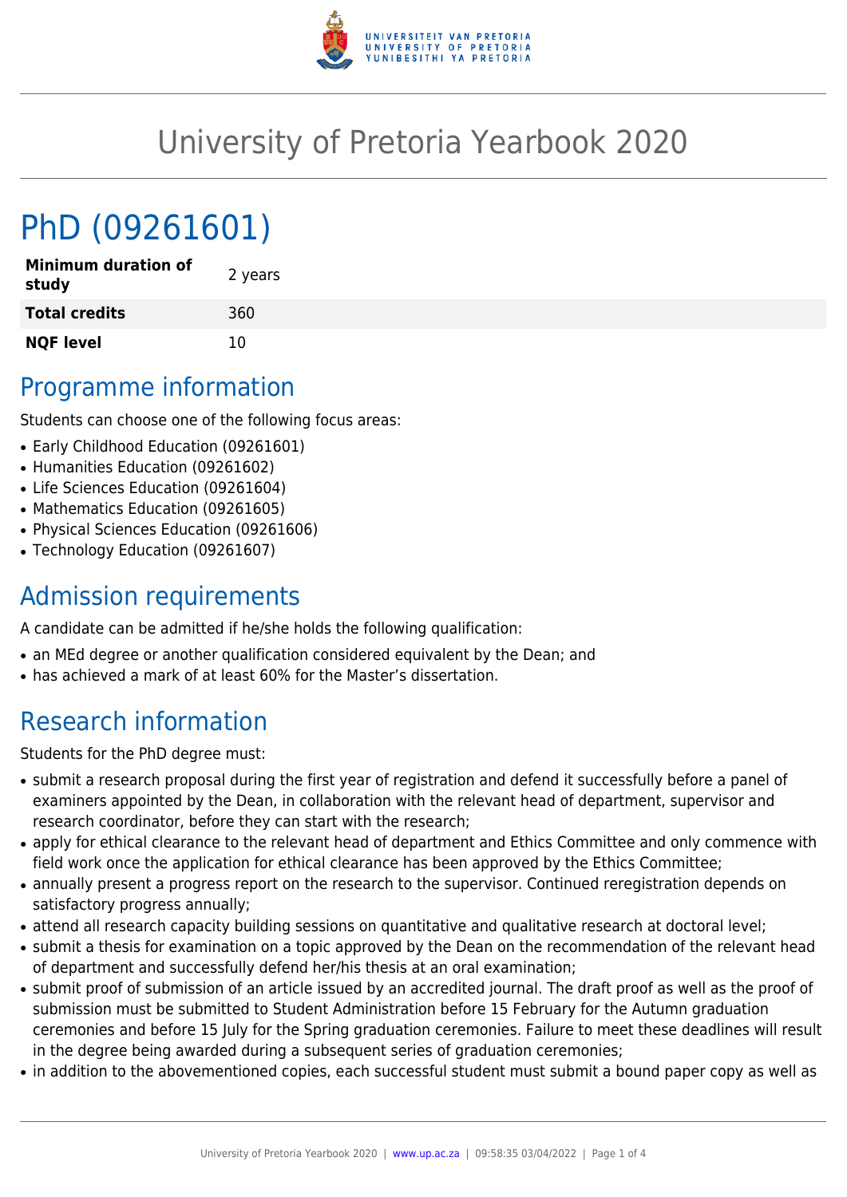# University of Pretoria Yearbook 2020

# PhD (09261601)

| **Minimum duration of study** | 2 years |
|---|---|
| **Total credits** | 360 |
| **NQF level** | 10 |

## Programme information

Students can choose one of the following focus areas:

- Early Childhood Education (09261601)
- Humanities Education (09261602)
- Life Sciences Education (09261604)
- Mathematics Education (09261605)
- Physical Sciences Education (09261606)
- Technology Education (09261607)

## Admission requirements

A candidate can be admitted if he/she holds the following qualification:

- an MEd degree or another qualification considered equivalent by the Dean; and
- has achieved a mark of at least 60% for the Master's dissertation.

## Research information

Students for the PhD degree must:

- submit a research proposal during the first year of registration and defend it successfully before a panel of examiners appointed by the Dean, in collaboration with the relevant head of department, supervisor and research coordinator, before they can start with the research;
- apply for ethical clearance to the relevant head of department and Ethics Committee and only commence with field work once the application for ethical clearance has been approved by the Ethics Committee;
- annually present a progress report on the research to the supervisor. Continued reregistration depends on satisfactory progress annually;
- attend all research capacity building sessions on quantitative and qualitative research at doctoral level;
- submit a thesis for examination on a topic approved by the Dean on the recommendation of the relevant head of department and successfully defend her/his thesis at an oral examination;
- submit proof of submission of an article issued by an accredited journal. The draft proof as well as the proof of submission must be submitted to Student Administration before 15 February for the Autumn graduation ceremonies and before 15 July for the Spring graduation ceremonies. Failure to meet these deadlines will result in the degree being awarded during a subsequent series of graduation ceremonies;
- in addition to the abovementioned copies, each successful student must submit a bound paper copy as well as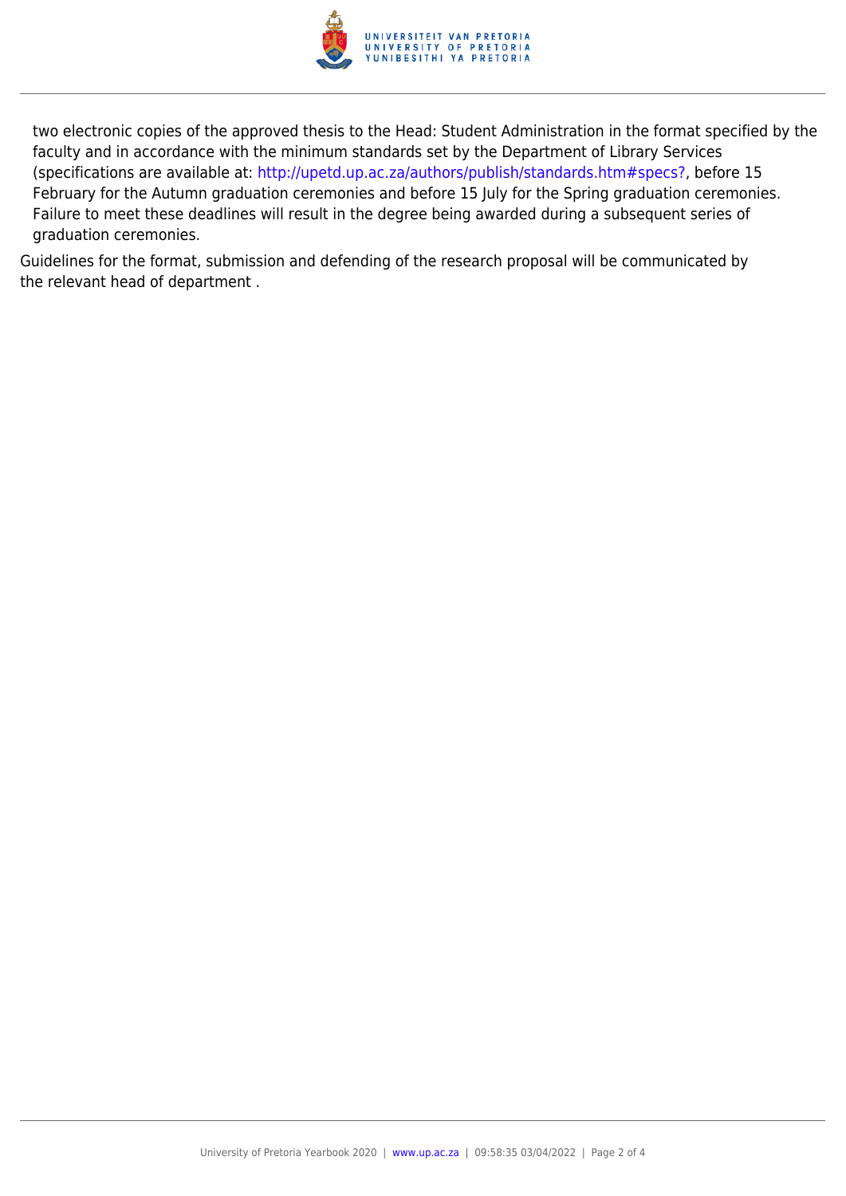two electronic copies of the approved thesis to the Head: Student Administration in the format specified by the faculty and in accordance with the minimum standards set by the Department of Library Services (specifications are available at: http://upetd.up.ac.za/authors/publish/standards.htm#specs?, before 15 February for the Autumn graduation ceremonies and before 15 July for the Spring graduation ceremonies. Failure to meet these deadlines will result in the degree being awarded during a subsequent series of graduation ceremonies.

Guidelines for the format, submission and defending of the research proposal will be communicated by the relevant head of department .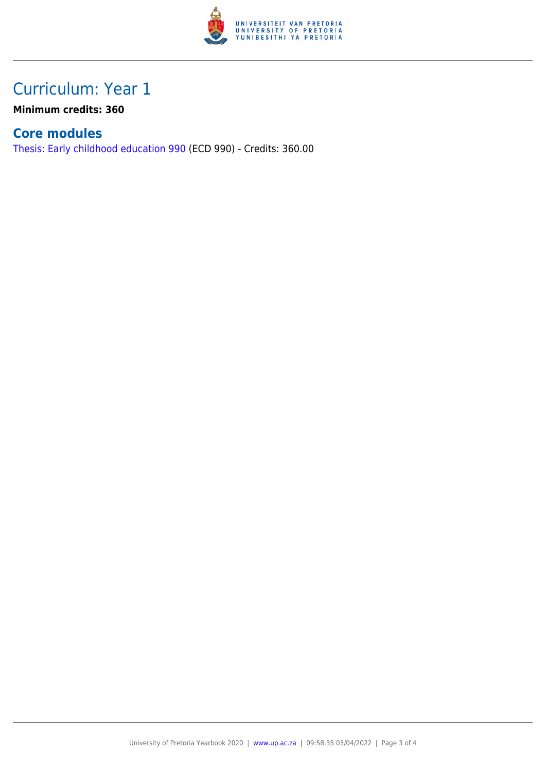## Curriculum: Year 1

**Minimum credits: 360**

### Core modules

Thesis: Early childhood education 990 (ECD 990) - Credits: 360.00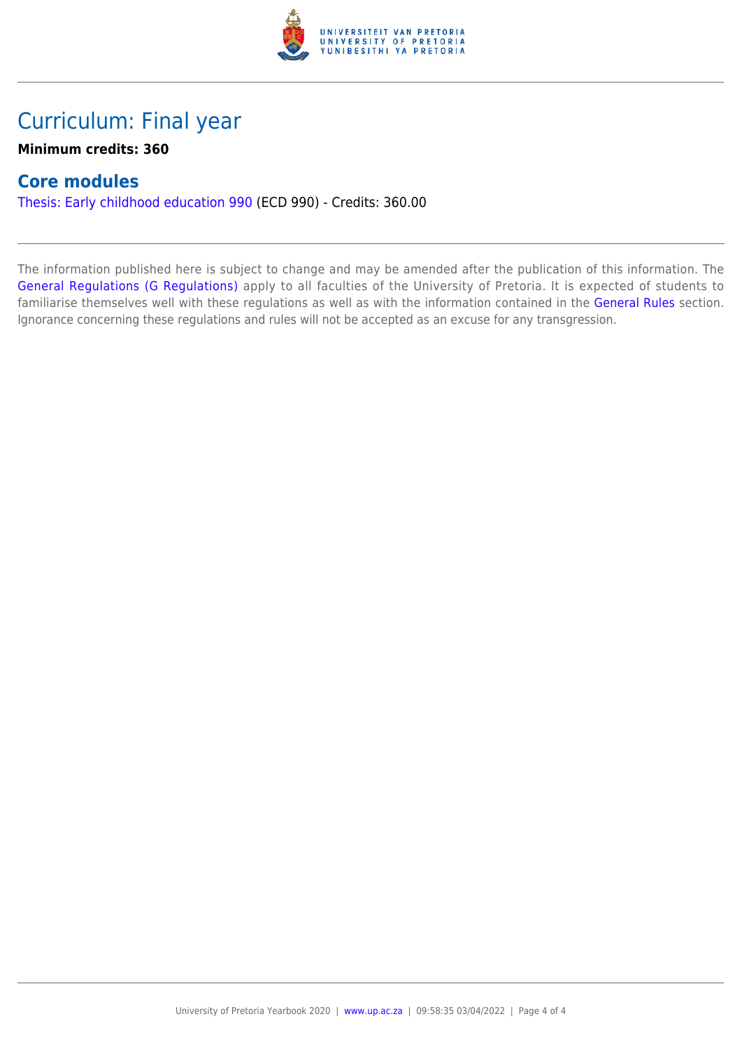# Curriculum: Final year

**Minimum credits: 360**

## Core modules

Thesis: Early childhood education 990 (ECD 990) - Credits: 360.00

The information published here is subject to change and may be amended after the publication of this information. The General Regulations (G Regulations) apply to all faculties of the University of Pretoria. It is expected of students to familiarise themselves well with these regulations as well as with the information contained in the General Rules section. Ignorance concerning these regulations and rules will not be accepted as an excuse for any transgression.